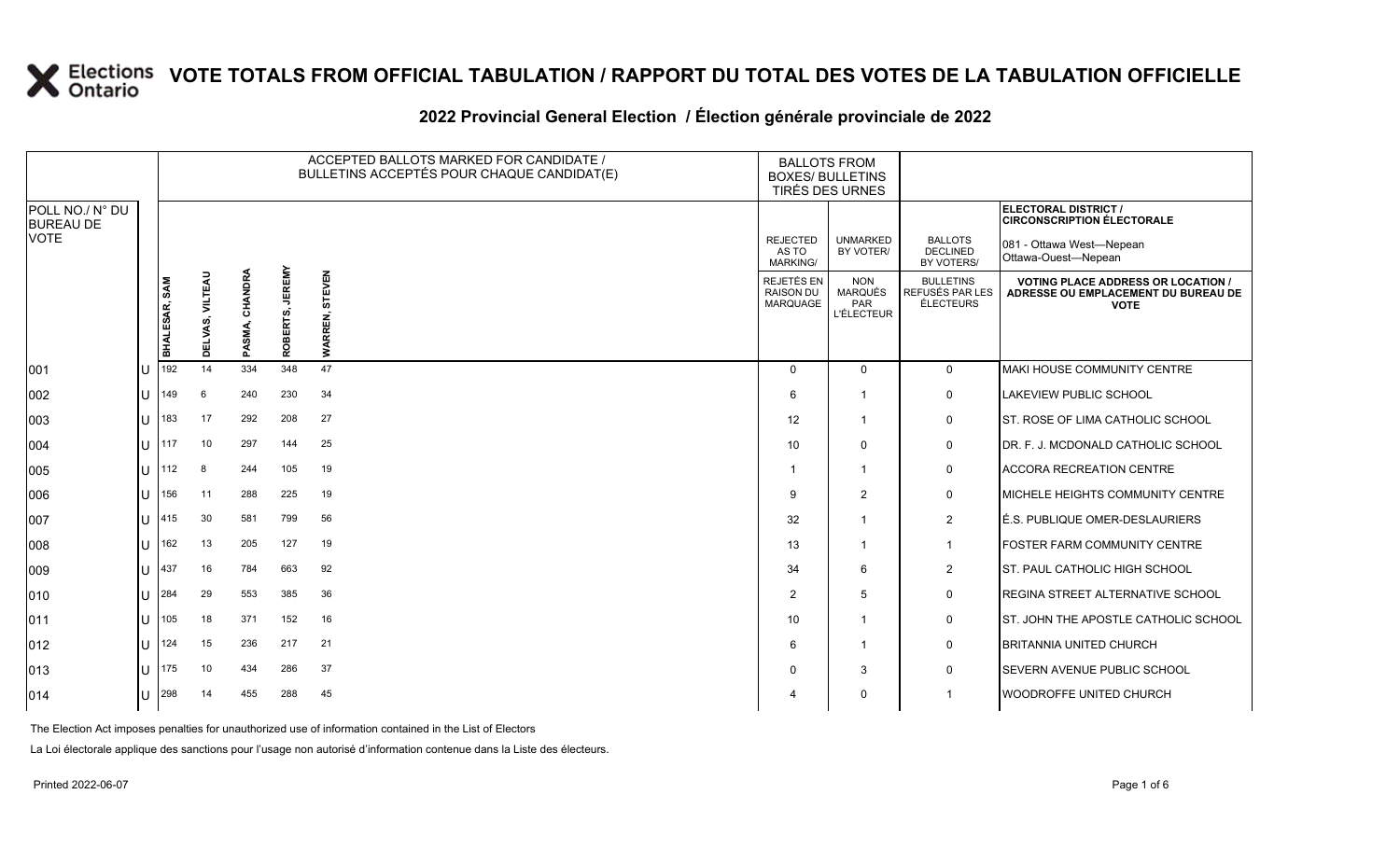# VOTE TOTALS FROM OFFICIAL TABULATION / RAPPORT DU TOTAL DES VOTES DE LA TABULATION OFFICIELLE

## 2022 Provincial General Election / Élection générale provinciale de 2022

**ELECTORAL DISTRICT / CIRCONSCRIPTION ÉLECTORALE:** 081 - Ottawa West—Nepean / Ottawa-Ouest—Nepean

| POLL NO./ N° DU BUREAU DE VOTE | | BHALESAR, SAM | DELVAS, VILTEAU | PASMA, CHANDRA | ROBERTS, JEREMY | WARREN, STEVEN | REJECTED AS TO MARKING/ REJETÉS EN RAISON DU MARQUAGE | UNMARKED BY VOTER/ NON MARQUÉS PAR L'ÉLECTEUR | BALLOTS DECLINED BY VOTERS/ BULLETINS REFUSÉS PAR LES ÉLECTEURS | VOTING PLACE ADDRESS OR LOCATION / ADRESSE OU EMPLACEMENT DU BUREAU DE VOTE |
|---|---|---|---|---|---|---|---|---|---|---|
| 001 | U | 192 | 14 | 334 | 348 | 47 | 0 | 0 | 0 | MAKI HOUSE COMMUNITY CENTRE |
| 002 | U | 149 | 6 | 240 | 230 | 34 | 6 | 1 | 0 | LAKEVIEW PUBLIC SCHOOL |
| 003 | U | 183 | 17 | 292 | 208 | 27 | 12 | 1 | 0 | ST. ROSE OF LIMA CATHOLIC SCHOOL |
| 004 | U | 117 | 10 | 297 | 144 | 25 | 10 | 0 | 0 | DR. F. J. MCDONALD CATHOLIC SCHOOL |
| 005 | U | 112 | 8 | 244 | 105 | 19 | 1 | 1 | 0 | ACCORA RECREATION CENTRE |
| 006 | U | 156 | 11 | 288 | 225 | 19 | 9 | 2 | 0 | MICHELE HEIGHTS COMMUNITY CENTRE |
| 007 | U | 415 | 30 | 581 | 799 | 56 | 32 | 1 | 2 | É.S. PUBLIQUE OMER-DESLAURIERS |
| 008 | U | 162 | 13 | 205 | 127 | 19 | 13 | 1 | 1 | FOSTER FARM COMMUNITY CENTRE |
| 009 | U | 437 | 16 | 784 | 663 | 92 | 34 | 6 | 2 | ST. PAUL CATHOLIC HIGH SCHOOL |
| 010 | U | 284 | 29 | 553 | 385 | 36 | 2 | 5 | 0 | REGINA STREET ALTERNATIVE SCHOOL |
| 011 | U | 105 | 18 | 371 | 152 | 16 | 10 | 1 | 0 | ST. JOHN THE APOSTLE CATHOLIC SCHOOL |
| 012 | U | 124 | 15 | 236 | 217 | 21 | 6 | 1 | 0 | BRITANNIA UNITED CHURCH |
| 013 | U | 175 | 10 | 434 | 286 | 37 | 0 | 3 | 0 | SEVERN AVENUE PUBLIC SCHOOL |
| 014 | U | 298 | 14 | 455 | 288 | 45 | 4 | 0 | 1 | WOODROFFE UNITED CHURCH |

The Election Act imposes penalties for unauthorized use of information contained in the List of Electors

La Loi électorale applique des sanctions pour l'usage non autorisé d'information contenue dans la Liste des électeurs.

Printed 2022-06-07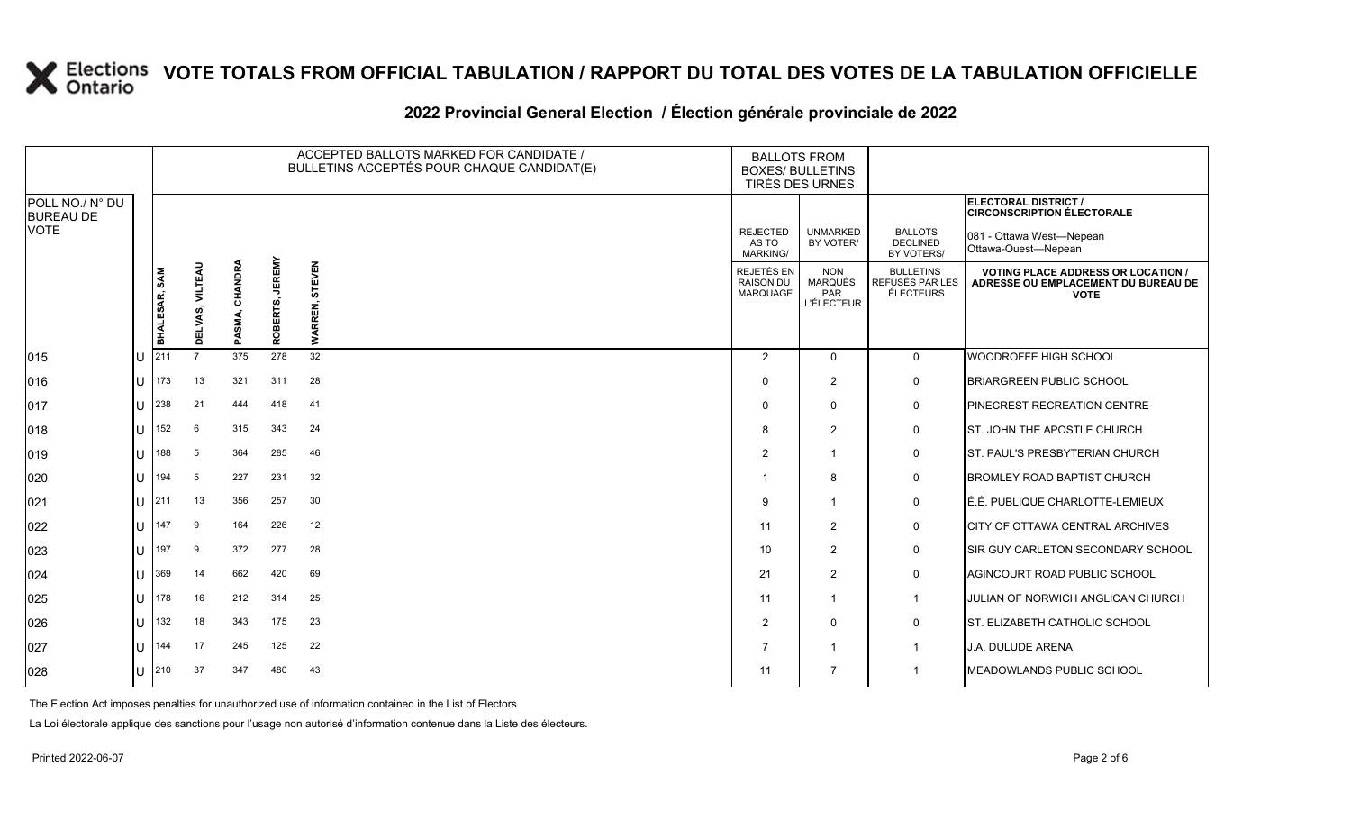# VOTE TOTALS FROM OFFICIAL TABULATION / RAPPORT DU TOTAL DES VOTES DE LA TABULATION OFFICIELLE

## 2022 Provincial General Election / Élection générale provinciale de 2022

| POLL NO./ N° DU BUREAU DE VOTE | | ACCEPTED BALLOTS MARKED FOR CANDIDATE / BULLETINS ACCEPTÉS POUR CHAQUE CANDIDAT(E) | | | | | BALLOTS FROM BOXES/ BULLETINS TIRÉS DES URNES | | | ELECTORAL DISTRICT / CIRCONSCRIPTION ÉLECTORALE 081 - Ottawa West—Nepean Ottawa-Ouest—Nepean |
|---|---|---|---|---|---|---|---|---|---|---|
| | | BHALESAR, SAM | DELVAS, VILTEAU | PASMA, CHANDRA | ROBERTS, JEREMY | WARREN, STEVEN | REJECTED AS TO MARKING/ REJETÉS EN RAISON DU MARQUAGE | UNMARKED BY VOTER/ NON MARQUÉS PAR L'ÉLECTEUR | BALLOTS DECLINED BY VOTERS/ BULLETINS REFUSÉS PAR LES ÉLECTEURS | VOTING PLACE ADDRESS OR LOCATION / ADRESSE OU EMPLACEMENT DU BUREAU DE VOTE |
| 015 | U | 211 | 7 | 375 | 278 | 32 | 2 | 0 | 0 | WOODROFFE HIGH SCHOOL |
| 016 | U | 173 | 13 | 321 | 311 | 28 | 0 | 2 | 0 | BRIARGREEN PUBLIC SCHOOL |
| 017 | U | 238 | 21 | 444 | 418 | 41 | 0 | 0 | 0 | PINECREST RECREATION CENTRE |
| 018 | U | 152 | 6 | 315 | 343 | 24 | 8 | 2 | 0 | ST. JOHN THE APOSTLE CHURCH |
| 019 | U | 188 | 5 | 364 | 285 | 46 | 2 | 1 | 0 | ST. PAUL'S PRESBYTERIAN CHURCH |
| 020 | U | 194 | 5 | 227 | 231 | 32 | 1 | 8 | 0 | BROMLEY ROAD BAPTIST CHURCH |
| 021 | U | 211 | 13 | 356 | 257 | 30 | 9 | 1 | 0 | É.É. PUBLIQUE CHARLOTTE-LEMIEUX |
| 022 | U | 147 | 9 | 164 | 226 | 12 | 11 | 2 | 0 | CITY OF OTTAWA CENTRAL ARCHIVES |
| 023 | U | 197 | 9 | 372 | 277 | 28 | 10 | 2 | 0 | SIR GUY CARLETON SECONDARY SCHOOL |
| 024 | U | 369 | 14 | 662 | 420 | 69 | 21 | 2 | 0 | AGINCOURT ROAD PUBLIC SCHOOL |
| 025 | U | 178 | 16 | 212 | 314 | 25 | 11 | 1 | 1 | JULIAN OF NORWICH ANGLICAN CHURCH |
| 026 | U | 132 | 18 | 343 | 175 | 23 | 2 | 0 | 0 | ST. ELIZABETH CATHOLIC SCHOOL |
| 027 | U | 144 | 17 | 245 | 125 | 22 | 7 | 1 | 1 | J.A. DULUDE ARENA |
| 028 | U | 210 | 37 | 347 | 480 | 43 | 11 | 7 | 1 | MEADOWLANDS PUBLIC SCHOOL |

The Election Act imposes penalties for unauthorized use of information contained in the List of Electors

La Loi électorale applique des sanctions pour l'usage non autorisé d'information contenue dans la Liste des électeurs.

Printed 2022-06-07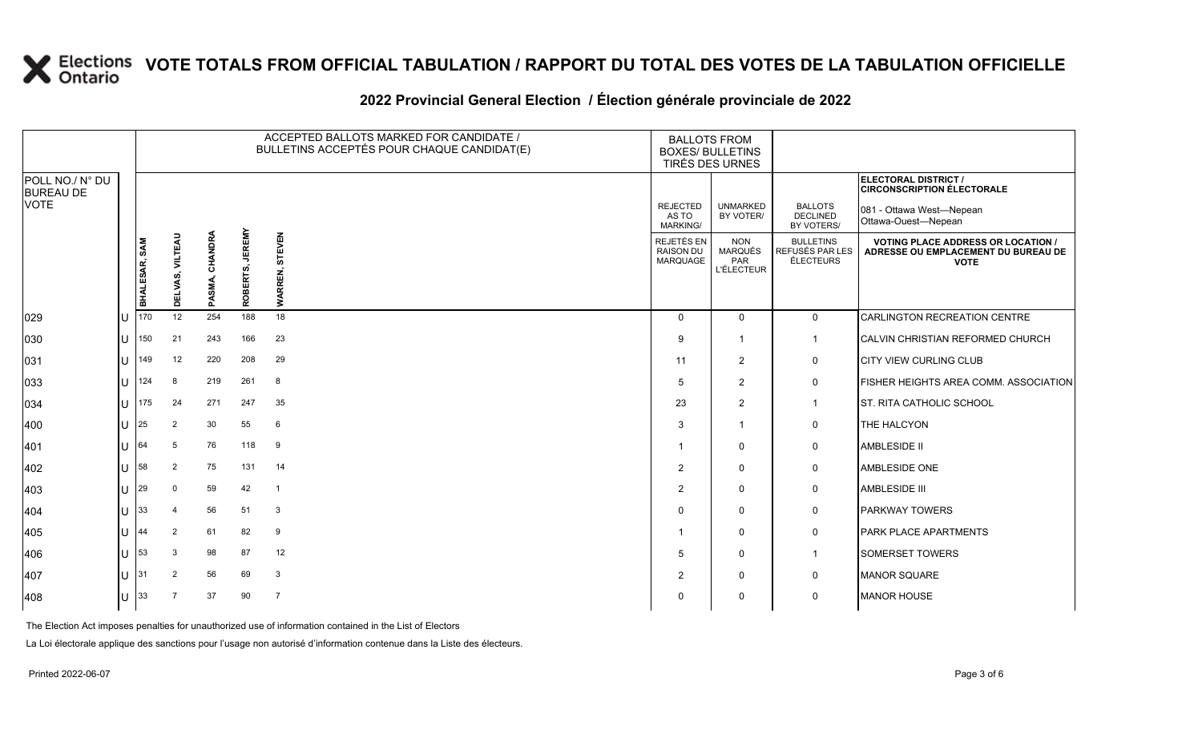# VOTE TOTALS FROM OFFICIAL TABULATION / RAPPORT DU TOTAL DES VOTES DE LA TABULATION OFFICIELLE

## 2022 Provincial General Election / Élection générale provinciale de 2022

| POLL NO./ N° DU BUREAU DE VOTE | | ACCEPTED BALLOTS MARKED FOR CANDIDATE / BULLETINS ACCEPTÉS POUR CHAQUE CANDIDAT(E) | | | | | BALLOTS FROM BOXES/ BULLETINS TIRÉS DES URNES | | | ELECTORAL DISTRICT / CIRCONSCRIPTION ÉLECTORALE 081 - Ottawa West—Nepean Ottawa-Ouest—Nepean |
|---|---|---|---|---|---|---|---|---|---|---|
| | | BHALESAR, SAM | DELVAS, VILTEAU | PASMA, CHANDRA | ROBERTS, JEREMY | WARREN, STEVEN | REJECTED AS TO MARKING/ REJETÉS EN RAISON DU MARQUAGE | UNMARKED BY VOTER/ NON MARQUÉS PAR L'ÉLECTEUR | BALLOTS DECLINED BY VOTERS/ BULLETINS REFUSÉS PAR LES ÉLECTEURS | VOTING PLACE ADDRESS OR LOCATION / ADRESSE OU EMPLACEMENT DU BUREAU DE VOTE |
| 029 | U | 170 | 12 | 254 | 188 | 18 | 0 | 0 | 0 | CARLINGTON RECREATION CENTRE |
| 030 | U | 150 | 21 | 243 | 166 | 23 | 9 | 1 | 1 | CALVIN CHRISTIAN REFORMED CHURCH |
| 031 | U | 149 | 12 | 220 | 208 | 29 | 11 | 2 | 0 | CITY VIEW CURLING CLUB |
| 033 | U | 124 | 8 | 219 | 261 | 8 | 5 | 2 | 0 | FISHER HEIGHTS AREA COMM. ASSOCIATION |
| 034 | U | 175 | 24 | 271 | 247 | 35 | 23 | 2 | 1 | ST. RITA CATHOLIC SCHOOL |
| 400 | U | 25 | 2 | 30 | 55 | 6 | 3 | 1 | 0 | THE HALCYON |
| 401 | U | 64 | 5 | 76 | 118 | 9 | 1 | 0 | 0 | AMBLESIDE II |
| 402 | U | 58 | 2 | 75 | 131 | 14 | 2 | 0 | 0 | AMBLESIDE ONE |
| 403 | U | 29 | 0 | 59 | 42 | 1 | 2 | 0 | 0 | AMBLESIDE III |
| 404 | U | 33 | 4 | 56 | 51 | 3 | 0 | 0 | 0 | PARKWAY TOWERS |
| 405 | U | 44 | 2 | 61 | 82 | 9 | 1 | 0 | 0 | PARK PLACE APARTMENTS |
| 406 | U | 53 | 3 | 98 | 87 | 12 | 5 | 0 | 1 | SOMERSET TOWERS |
| 407 | U | 31 | 2 | 56 | 69 | 3 | 2 | 0 | 0 | MANOR SQUARE |
| 408 | U | 33 | 7 | 37 | 90 | 7 | 0 | 0 | 0 | MANOR HOUSE |

The Election Act imposes penalties for unauthorized use of information contained in the List of Electors

La Loi électorale applique des sanctions pour l'usage non autorisé d'information contenue dans la Liste des électeurs.

Printed 2022-06-07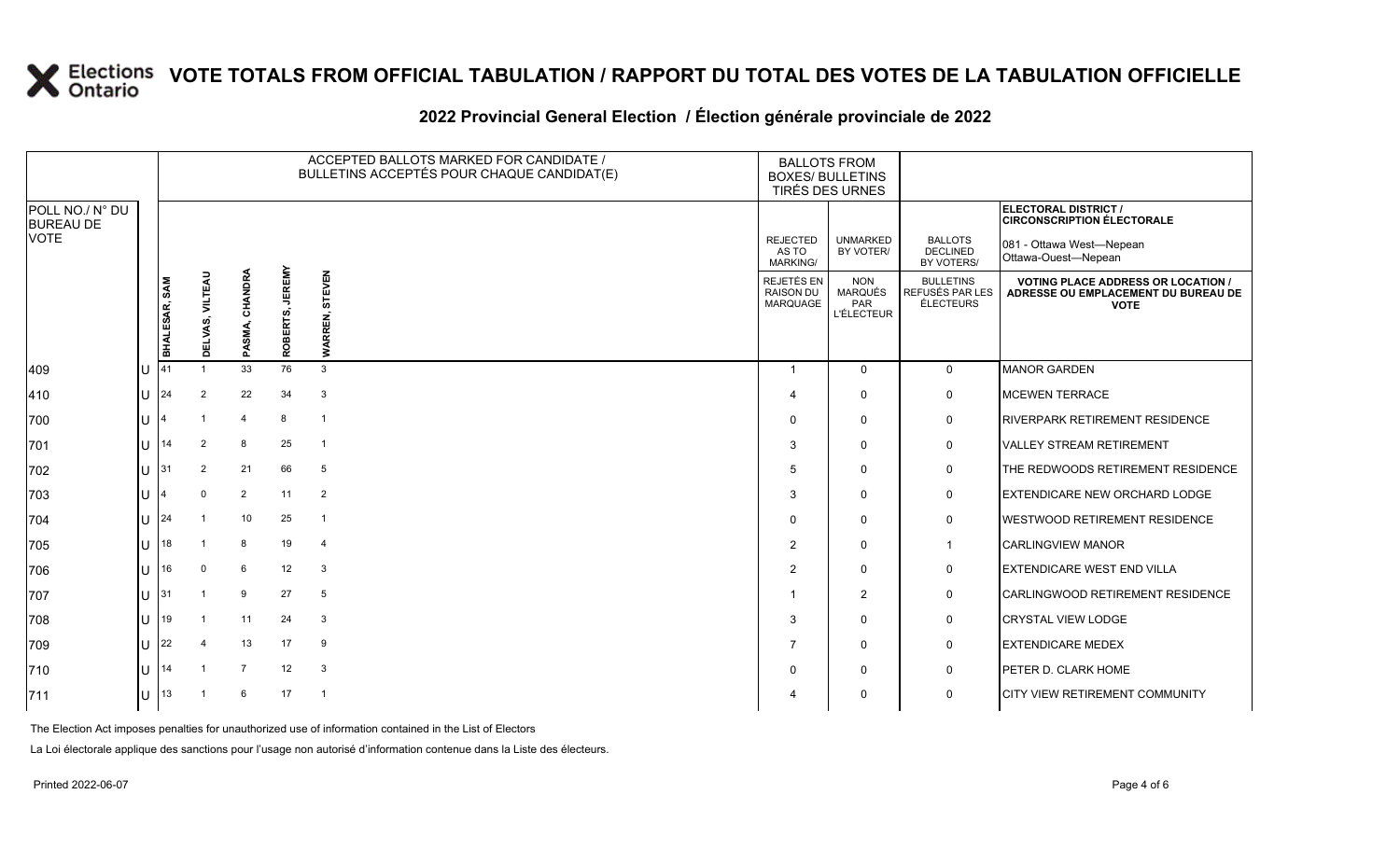# VOTE TOTALS FROM OFFICIAL TABULATION / RAPPORT DU TOTAL DES VOTES DE LA TABULATION OFFICIELLE

## 2022 Provincial General Election / Élection générale provinciale de 2022

ELECTORAL DISTRICT / CIRCONSCRIPTION ÉLECTORALE: 081 - Ottawa West—Nepean / Ottawa-Ouest—Nepean

| POLL NO./ N° DU BUREAU DE VOTE | | ACCEPTED BALLOTS MARKED FOR CANDIDATE / BULLETINS ACCEPTÉS POUR CHAQUE CANDIDAT(E) | | | | | BALLOTS FROM BOXES/ BULLETINS TIRÉS DES URNES | | | |
|---|---|---|---|---|---|---|---|---|---|---|
| | | BHALESAR, SAM | DELVAS, VILTEAU | PASMA, CHANDRA | ROBERTS, JEREMY | WARREN, STEVEN | REJECTED AS TO MARKING/ REJETÉS EN RAISON DU MARQUAGE | UNMARKED BY VOTER/ NON MARQUÉS PAR L'ÉLECTEUR | BALLOTS DECLINED BY VOTERS/ BULLETINS REFUSÉS PAR LES ÉLECTEURS | VOTING PLACE ADDRESS OR LOCATION / ADRESSE OU EMPLACEMENT DU BUREAU DE VOTE |
| 409 | U | 41 | 1 | 33 | 76 | 3 | 1 | 0 | 0 | MANOR GARDEN |
| 410 | U | 24 | 2 | 22 | 34 | 3 | 4 | 0 | 0 | MCEWEN TERRACE |
| 700 | U | 4 | 1 | 4 | 8 | 1 | 0 | 0 | 0 | RIVERPARK RETIREMENT RESIDENCE |
| 701 | U | 14 | 2 | 8 | 25 | 1 | 3 | 0 | 0 | VALLEY STREAM RETIREMENT |
| 702 | U | 31 | 2 | 21 | 66 | 5 | 5 | 0 | 0 | THE REDWOODS RETIREMENT RESIDENCE |
| 703 | U | 4 | 0 | 2 | 11 | 2 | 3 | 0 | 0 | EXTENDICARE NEW ORCHARD LODGE |
| 704 | U | 24 | 1 | 10 | 25 | 1 | 0 | 0 | 0 | WESTWOOD RETIREMENT RESIDENCE |
| 705 | U | 18 | 1 | 8 | 19 | 4 | 2 | 0 | 1 | CARLINGVIEW MANOR |
| 706 | U | 16 | 0 | 6 | 12 | 3 | 2 | 0 | 0 | EXTENDICARE WEST END VILLA |
| 707 | U | 31 | 1 | 9 | 27 | 5 | 1 | 2 | 0 | CARLINGWOOD RETIREMENT RESIDENCE |
| 708 | U | 19 | 1 | 11 | 24 | 3 | 3 | 0 | 0 | CRYSTAL VIEW LODGE |
| 709 | U | 22 | 4 | 13 | 17 | 9 | 7 | 0 | 0 | EXTENDICARE MEDEX |
| 710 | U | 14 | 1 | 7 | 12 | 3 | 0 | 0 | 0 | PETER D. CLARK HOME |
| 711 | U | 13 | 1 | 6 | 17 | 1 | 4 | 0 | 0 | CITY VIEW RETIREMENT COMMUNITY |

The Election Act imposes penalties for unauthorized use of information contained in the List of Electors

La Loi électorale applique des sanctions pour l'usage non autorisé d'information contenue dans la Liste des électeurs.

Printed 2022-06-07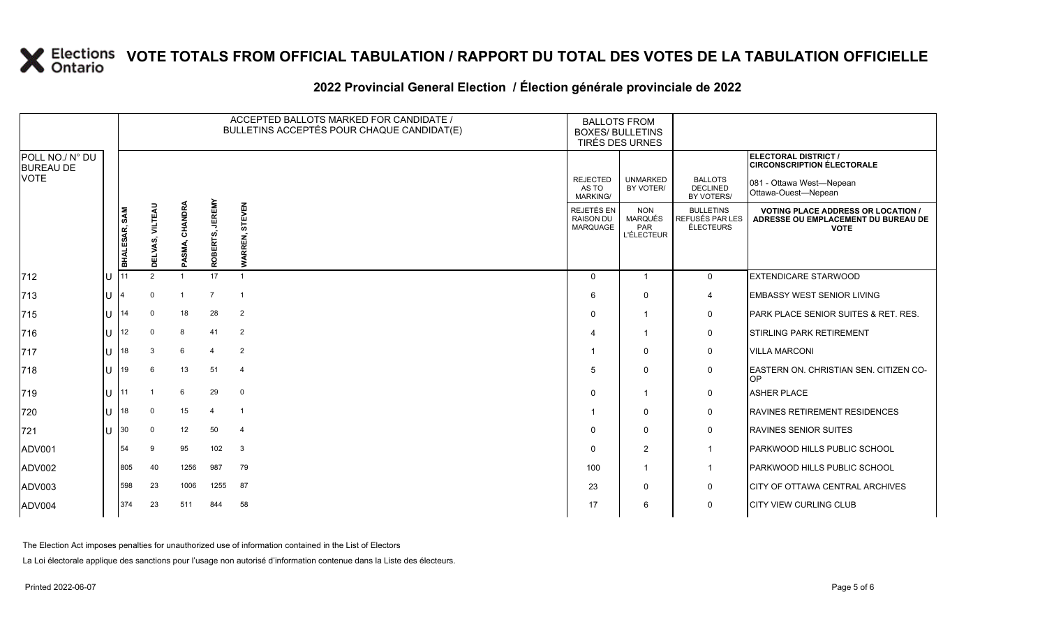# VOTE TOTALS FROM OFFICIAL TABULATION / RAPPORT DU TOTAL DES VOTES DE LA TABULATION OFFICIELLE

## 2022 Provincial General Election / Élection générale provinciale de 2022

| POLL NO./ N° DU BUREAU DE VOTE | | ACCEPTED BALLOTS MARKED FOR CANDIDATE / BULLETINS ACCEPTÉS POUR CHAQUE CANDIDAT(E) | | | | | BALLOTS FROM BOXES/ BULLETINS TIRÉS DES URNES | | | ELECTORAL DISTRICT / CIRCONSCRIPTION ÉLECTORALE 081 - Ottawa West—Nepean Ottawa-Ouest—Nepean |
|---|---|---|---|---|---|---|---|---|---|---|
| | | BHALESAR, SAM | DELVAS, VILTEAU | PASMA, CHANDRA | ROBERTS, JEREMY | WARREN, STEVEN | REJECTED AS TO MARKING/ REJETÉS EN RAISON DU MARQUAGE | UNMARKED BY VOTER/ NON MARQUÉS PAR L'ÉLECTEUR | BALLOTS DECLINED BY VOTERS/ BULLETINS REFUSÉS PAR LES ÉLECTEURS | VOTING PLACE ADDRESS OR LOCATION / ADRESSE OU EMPLACEMENT DU BUREAU DE VOTE |
| 712 | U | 11 | 2 | 1 | 17 | 1 | 0 | 1 | 0 | EXTENDICARE STARWOOD |
| 713 | U | 4 | 0 | 1 | 7 | 1 | 6 | 0 | 4 | EMBASSY WEST SENIOR LIVING |
| 715 | U | 14 | 0 | 18 | 28 | 2 | 0 | 1 | 0 | PARK PLACE SENIOR SUITES & RET. RES. |
| 716 | U | 12 | 0 | 8 | 41 | 2 | 4 | 1 | 0 | STIRLING PARK RETIREMENT |
| 717 | U | 18 | 3 | 6 | 4 | 2 | 1 | 0 | 0 | VILLA MARCONI |
| 718 | U | 19 | 6 | 13 | 51 | 4 | 5 | 0 | 0 | EASTERN ON. CHRISTIAN SEN. CITIZEN CO-OP |
| 719 | U | 11 | 1 | 6 | 29 | 0 | 0 | 1 | 0 | ASHER PLACE |
| 720 | U | 18 | 0 | 15 | 4 | 1 | 1 | 0 | 0 | RAVINES RETIREMENT RESIDENCES |
| 721 | U | 30 | 0 | 12 | 50 | 4 | 0 | 0 | 0 | RAVINES SENIOR SUITES |
| ADV001 | | 54 | 9 | 95 | 102 | 3 | 0 | 2 | 1 | PARKWOOD HILLS PUBLIC SCHOOL |
| ADV002 | | 805 | 40 | 1256 | 987 | 79 | 100 | 1 | 1 | PARKWOOD HILLS PUBLIC SCHOOL |
| ADV003 | | 598 | 23 | 1006 | 1255 | 87 | 23 | 0 | 0 | CITY OF OTTAWA CENTRAL ARCHIVES |
| ADV004 | | 374 | 23 | 511 | 844 | 58 | 17 | 6 | 0 | CITY VIEW CURLING CLUB |

The Election Act imposes penalties for unauthorized use of information contained in the List of Electors

La Loi électorale applique des sanctions pour l'usage non autorisé d'information contenue dans la Liste des électeurs.

Printed 2022-06-07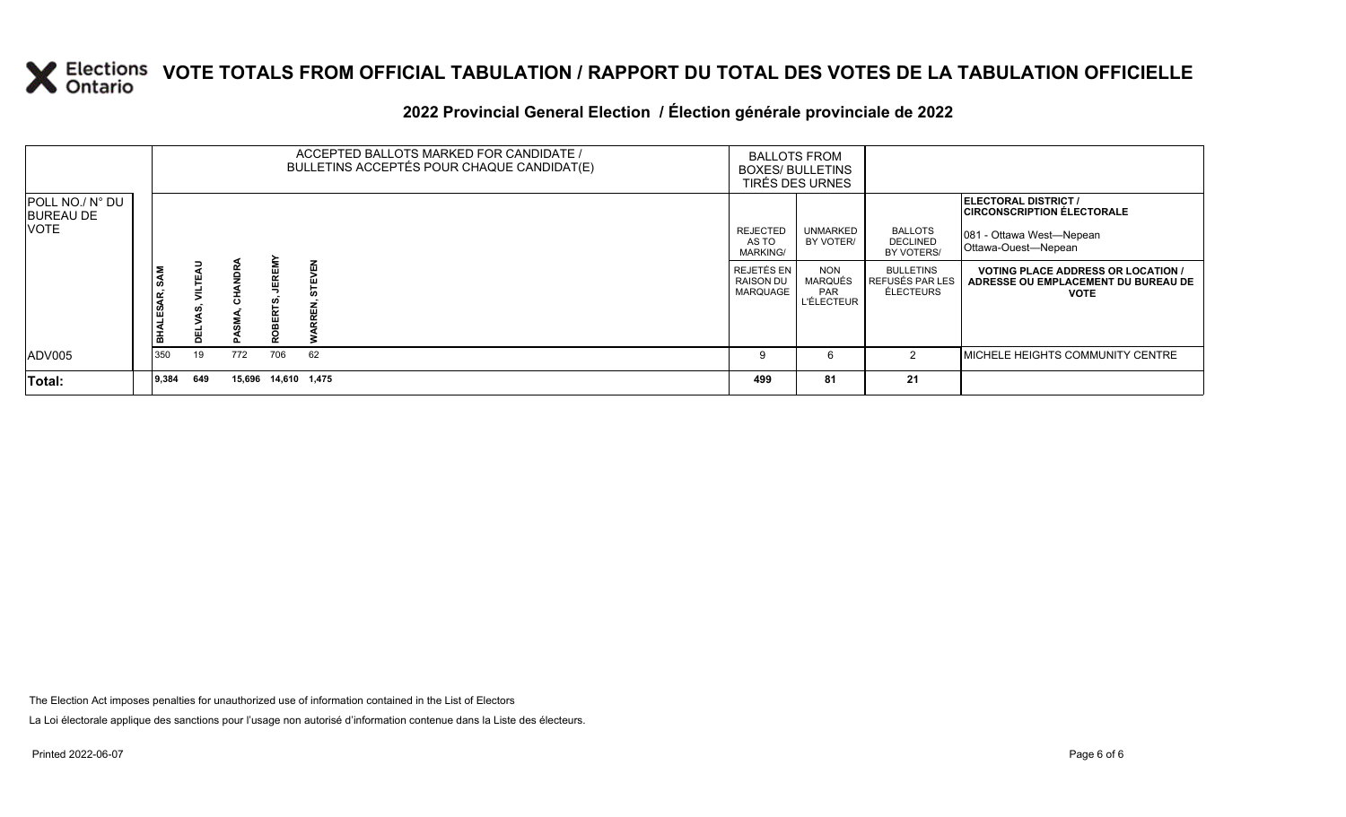# Elections Ontario VOTE TOTALS FROM OFFICIAL TABULATION / RAPPORT DU TOTAL DES VOTES DE LA TABULATION OFFICIELLE

## 2022 Provincial General Election / Élection générale provinciale de 2022

| POLL NO./ N° DU BUREAU DE VOTE | ACCEPTED BALLOTS MARKED FOR CANDIDATE / BULLETINS ACCEPTÉS POUR CHAQUE CANDIDAT(E) | | | | | BALLOTS FROM BOXES/ BULLETINS TIRÉS DES URNES | | | ELECTORAL DISTRICT / CIRCONSCRIPTION ÉLECTORALE 081 - Ottawa West—Nepean Ottawa-Ouest—Nepean |
|---|---|---|---|---|---|---|---|---|---|
| | BHALESAR, SAM | DELVAS, VILTEAU | PASMA, CHANDRA | ROBERTS, JEREMY | WARREN, STEVEN | REJECTED AS TO MARKING/ REJETÉS EN RAISON DU MARQUAGE | UNMARKED BY VOTER/ NON MARQUÉS PAR L'ÉLECTEUR | BALLOTS DECLINED BY VOTERS/ BULLETINS REFUSÉS PAR LES ÉLECTEURS | VOTING PLACE ADDRESS OR LOCATION / ADRESSE OU EMPLACEMENT DU BUREAU DE VOTE |
| ADV005 | 350 | 19 | 772 | 706 | 62 | 9 | 6 | 2 | MICHELE HEIGHTS COMMUNITY CENTRE |
| **Total:** | **9,384** | **649** | **15,696** | **14,610** | **1,475** | **499** | **81** | **21** | |

The Election Act imposes penalties for unauthorized use of information contained in the List of Electors

La Loi électorale applique des sanctions pour l'usage non autorisé d'information contenue dans la Liste des électeurs.

Printed 2022-06-07